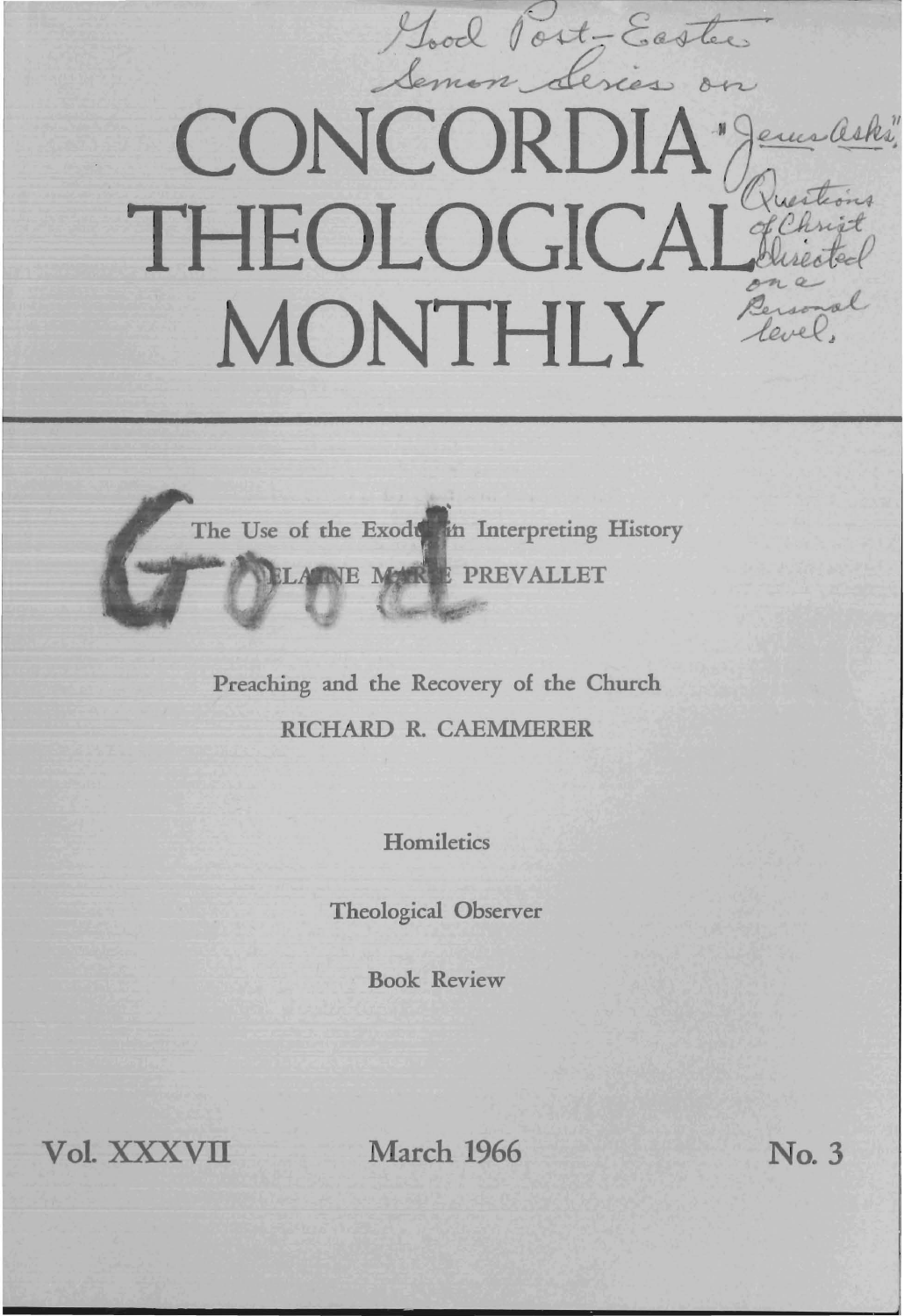# CONCORDIA THEOLOGICAL MONTHLY

Good Post-Easter Sermon Series on "Jesus Asks" Questions of Christ directed on a Personal level.

Good

The Use of the Exodus in Interpreting History
ELAINE MARIE PREVALLET

Preaching and the Recovery of the Church
RICHARD R. CAEMMERER

Homiletics

Theological Observer

Book Review

Vol. XXXVII | March 1966 | No. 3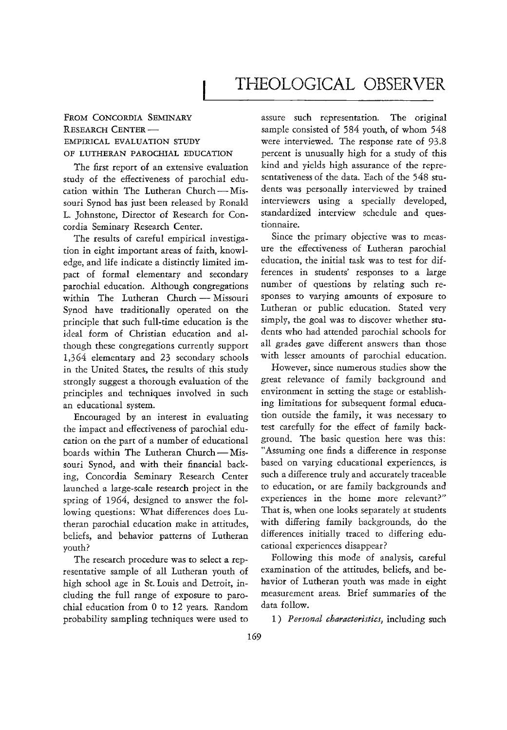# THEOLOGICAL OBSERVER

FROM CONCORDIA SEMINARY RESEARCH CENTER — EMPIRICAL EVALUATION STUDY OF LUTHERAN PAROCHIAL EDUCATION

The first report of an extensive evaluation study of the effectiveness of parochial education within The Lutheran Church — Missouri Synod has just been released by Ronald L. Johnstone, Director of Research for Concordia Seminary Research Center.

The results of careful empirical investigation in eight important areas of faith, knowledge, and life indicate a distinctly limited impact of formal elementary and secondary parochial education. Although congregations within The Lutheran Church — Missouri Synod have traditionally operated on the principle that such full-time education is the ideal form of Christian education and although these congregations currently support 1,364 elementary and 23 secondary schools in the United States, the results of this study strongly suggest a thorough evaluation of the principles and techniques involved in such an educational system.

Encouraged by an interest in evaluating the impact and effectiveness of parochial education on the part of a number of educational boards within The Lutheran Church — Missouri Synod, and with their financial backing, Concordia Seminary Research Center launched a large-scale research project in the spring of 1964, designed to answer the following questions: What differences does Lutheran parochial education make in attitudes, beliefs, and behavior patterns of Lutheran youth?

The research procedure was to select a representative sample of all Lutheran youth of high school age in St. Louis and Detroit, including the full range of exposure to parochial education from 0 to 12 years. Random probability sampling techniques were used to assure such representation. The original sample consisted of 584 youth, of whom 548 were interviewed. The response rate of 93.8 percent is unusually high for a study of this kind and yields high assurance of the representativeness of the data. Each of the 548 students was personally interviewed by trained interviewers using a specially developed, standardized interview schedule and questionnaire.

Since the primary objective was to measure the effectiveness of Lutheran parochial education, the initial task was to test for differences in students' responses to a large number of questions by relating such responses to varying amounts of exposure to Lutheran or public education. Stated very simply, the goal was to discover whether students who had attended parochial schools for all grades gave different answers than those with lesser amounts of parochial education.

However, since numerous studies show the great relevance of family background and environment in setting the stage or establishing limitations for subsequent formal education outside the family, it was necessary to test carefully for the effect of family background. The basic question here was this: "Assuming one finds a difference in response based on varying educational experiences, is such a difference truly and accurately traceable to education, or are family backgrounds and experiences in the home more relevant?" That is, when one looks separately at students with differing family backgrounds, do the differences initially traced to differing educational experiences disappear?

Following this mode of analysis, careful examination of the attitudes, beliefs, and behavior of Lutheran youth was made in eight measurement areas. Brief summaries of the data follow.

1) *Personal characteristics,* including such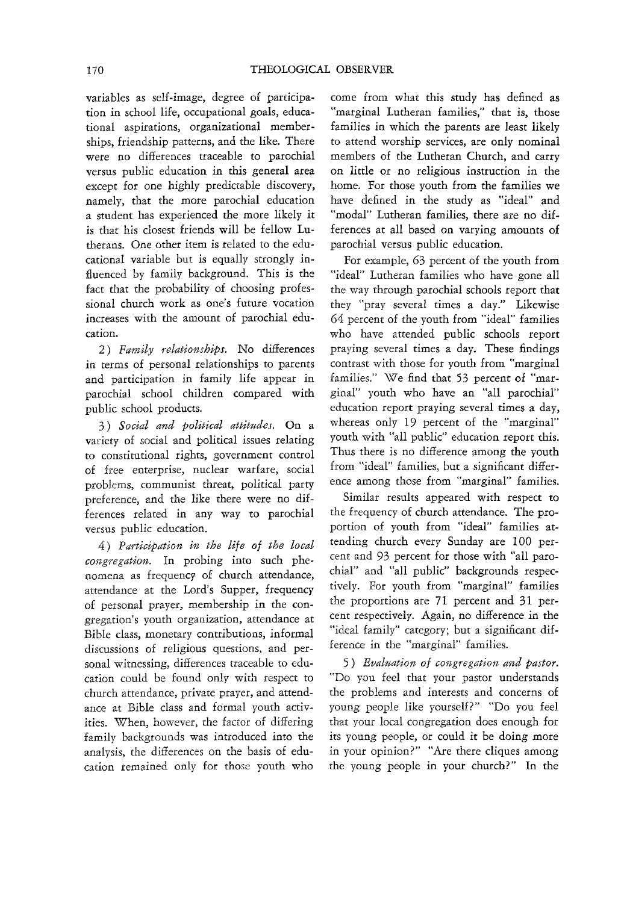variables as self-image, degree of participation in school life, occupational goals, educational aspirations, organizational memberships, friendship patterns, and the like. There were no differences traceable to parochial versus public education in this general area except for one highly predictable discovery, namely, that the more parochial education a student has experienced the more likely it is that his closest friends will be fellow Lutherans. One other item is related to the educational variable but is equally strongly influenced by family background. This is the fact that the probability of choosing professional church work as one's future vocation increases with the amount of parochial education.

2) *Family relationships.* No differences in terms of personal relationships to parents and participation in family life appear in parochial school children compared with public school products.

3) *Social and political attitudes.* On a variety of social and political issues relating to constitutional rights, government control of free enterprise, nuclear warfare, social problems, communist threat, political party preference, and the like there were no differences related in any way to parochial versus public education.

4) *Participation in the life of the local congregation.* In probing into such phenomena as frequency of church attendance, attendance at the Lord's Supper, frequency of personal prayer, membership in the congregation's youth organization, attendance at Bible class, monetary contributions, informal discussions of religious questions, and personal witnessing, differences traceable to education could be found only with respect to church attendance, private prayer, and attendance at Bible class and formal youth activities. When, however, the factor of differing family backgrounds was introduced into the analysis, the differences on the basis of education remained only for those youth who come from what this study has defined as "marginal Lutheran families," that is, those families in which the parents are least likely to attend worship services, are only nominal members of the Lutheran Church, and carry on little or no religious instruction in the home. For those youth from the families we have defined in the study as "ideal" and "modal" Lutheran families, there are no differences at all based on varying amounts of parochial versus public education.

For example, 63 percent of the youth from "ideal" Lutheran families who have gone all the way through parochial schools report that they "pray several times a day." Likewise 64 percent of the youth from "ideal" families who have attended public schools report praying several times a day. These findings contrast with those for youth from "marginal families." We find that 53 percent of "marginal" youth who have an "all parochial" education report praying several times a day, whereas only 19 percent of the "marginal" youth with "all public" education report this. Thus there is no difference among the youth from "ideal" families, but a significant difference among those from "marginal" families.

Similar results appeared with respect to the frequency of church attendance. The proportion of youth from "ideal" families attending church every Sunday are 100 percent and 93 percent for those with "all parochial" and "all public" backgrounds respectively. For youth from "marginal" families the proportions are 71 percent and 31 percent respectively. Again, no difference in the "ideal family" category; but a significant difference in the "marginal" families.

5) *Evaluation of congregation and pastor.* "Do you feel that your pastor understands the problems and interests and concerns of young people like yourself?" "Do you feel that your local congregation does enough for its young people, or could it be doing more in your opinion?" "Are there cliques among the young people in your church?" In the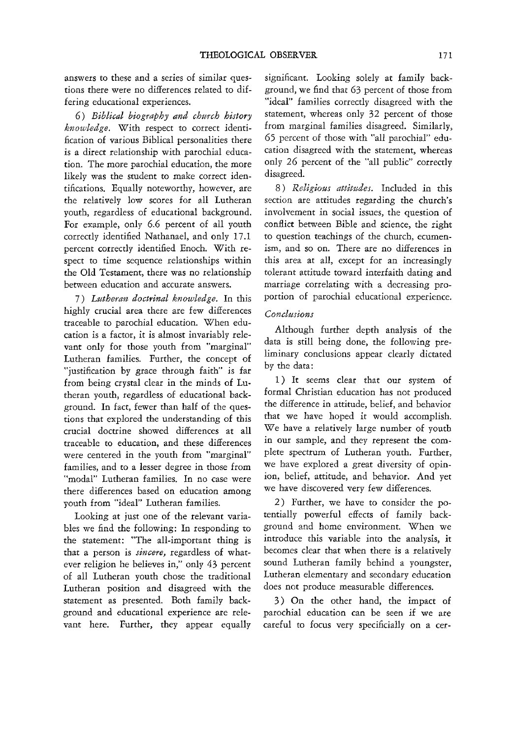answers to these and a series of similar questions there were no differences related to differing educational experiences.

6) *Biblical biography and church history knowledge.* With respect to correct identification of various Biblical personalities there is a direct relationship with parochial education. The more parochial education, the more likely was the student to make correct identifications. Equally noteworthy, however, are the relatively low scores for all Lutheran youth, regardless of educational background. For example, only 6.6 percent of all youth correctly identified Nathanael, and only 17.1 percent correctly identified Enoch. With respect to time sequence relationships within the Old Testament, there was no relationship between education and accurate answers.

7) *Lutheran doctrinal knowledge.* In this highly crucial area there are few differences traceable to parochial education. When education is a factor, it is almost invariably relevant only for those youth from "marginal" Lutheran families. Further, the concept of "justification by grace through faith" is far from being crystal clear in the minds of Lutheran youth, regardless of educational background. In fact, fewer than half of the questions that explored the understanding of this crucial doctrine showed differences at all traceable to education, and these differences were centered in the youth from "marginal" families, and to a lesser degree in those from "modal" Lutheran families. In no case were there differences based on education among youth from "ideal" Lutheran families.

Looking at just one of the relevant variables we find the following: In responding to the statement: "The all-important thing is that a person is *sincere,* regardless of whatever religion he believes in," only 43 percent of all Lutheran youth chose the traditional Lutheran position and disagreed with the statement as presented. Both family background and educational experience are relevant here. Further, they appear equally significant. Looking solely at family background, we find that 63 percent of those from "ideal" families correctly disagreed with the statement, whereas only 32 percent of those from marginal families disagreed. Similarly, 65 percent of those with "all parochial" education disagreed with the statement, whereas only 26 percent of the "all public" correctly disagreed.

8) *Religious attitudes.* Included in this section are attitudes regarding the church's involvement in social issues, the question of conflict between Bible and science, the right to question teachings of the church, ecumenism, and so on. There are no differences in this area at all, except for an increasingly tolerant attitude toward interfaith dating and marriage correlating with a decreasing proportion of parochial educational experience.

*Conclusions*

Although further depth analysis of the data is still being done, the following preliminary conclusions appear clearly dictated by the data:

1) It seems clear that our system of formal Christian education has not produced the difference in attitude, belief, and behavior that we have hoped it would accomplish. We have a relatively large number of youth in our sample, and they represent the complete spectrum of Lutheran youth. Further, we have explored a great diversity of opinion, belief, attitude, and behavior. And yet we have discovered very few differences.

2) Further, we have to consider the potentially powerful effects of family background and home environment. When we introduce this variable into the analysis, it becomes clear that when there is a relatively sound Lutheran family behind a youngster, Lutheran elementary and secondary education does not produce measurable differences.

3) On the other hand, the impact of parochial education can be seen if we are careful to focus very specificially on a cer-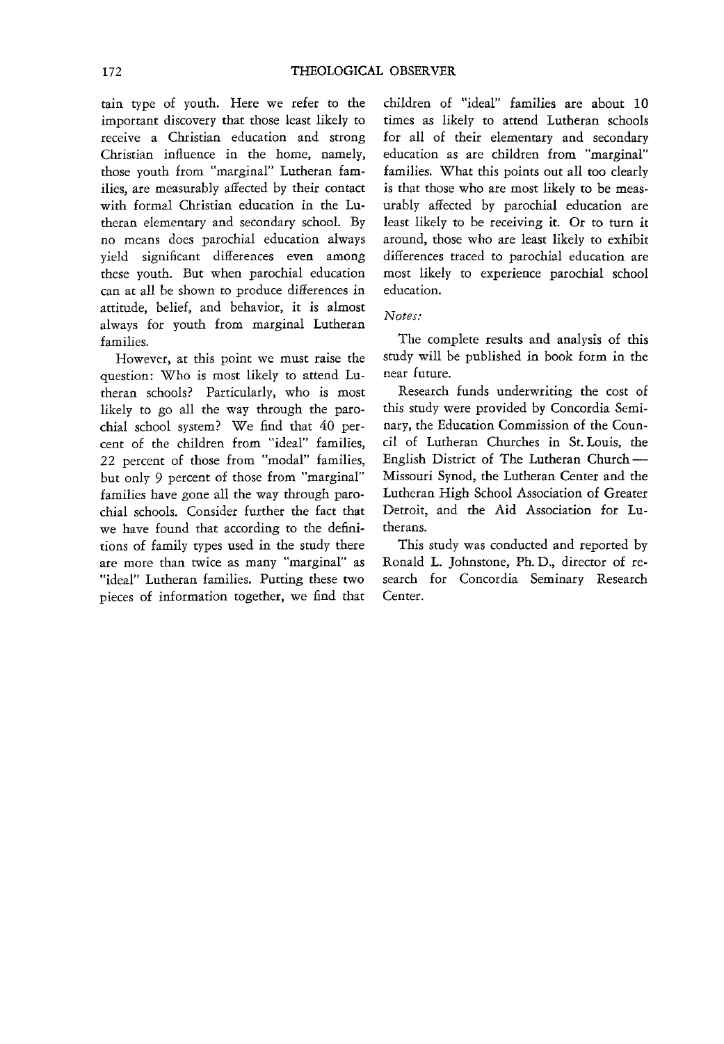tain type of youth. Here we refer to the important discovery that those least likely to receive a Christian education and strong Christian influence in the home, namely, those youth from "marginal" Lutheran families, are measurably affected by their contact with formal Christian education in the Lutheran elementary and secondary school. By no means does parochial education always yield significant differences even among these youth. But when parochial education can at all be shown to produce differences in attitude, belief, and behavior, it is almost always for youth from marginal Lutheran families.

However, at this point we must raise the question: Who is most likely to attend Lutheran schools? Particularly, who is most likely to go all the way through the parochial school system? We find that 40 percent of the children from "ideal" families, 22 percent of those from "modal" families, but only 9 percent of those from "marginal" families have gone all the way through parochial schools. Consider further the fact that we have found that according to the definitions of family types used in the study there are more than twice as many "marginal" as "ideal" Lutheran families. Putting these two pieces of information together, we find that children of "ideal" families are about 10 times as likely to attend Lutheran schools for all of their elementary and secondary education as are children from "marginal" families. What this points out all too clearly is that those who are most likely to be measurably affected by parochial education are least likely to be receiving it. Or to turn it around, those who are least likely to exhibit differences traced to parochial education are most likely to experience parochial school education.

*Notes:*

The complete results and analysis of this study will be published in book form in the near future.

Research funds underwriting the cost of this study were provided by Concordia Seminary, the Education Commission of the Council of Lutheran Churches in St. Louis, the English District of The Lutheran Church — Missouri Synod, the Lutheran Center and the Lutheran High School Association of Greater Detroit, and the Aid Association for Lutherans.

This study was conducted and reported by Ronald L. Johnstone, Ph. D., director of research for Concordia Seminary Research Center.